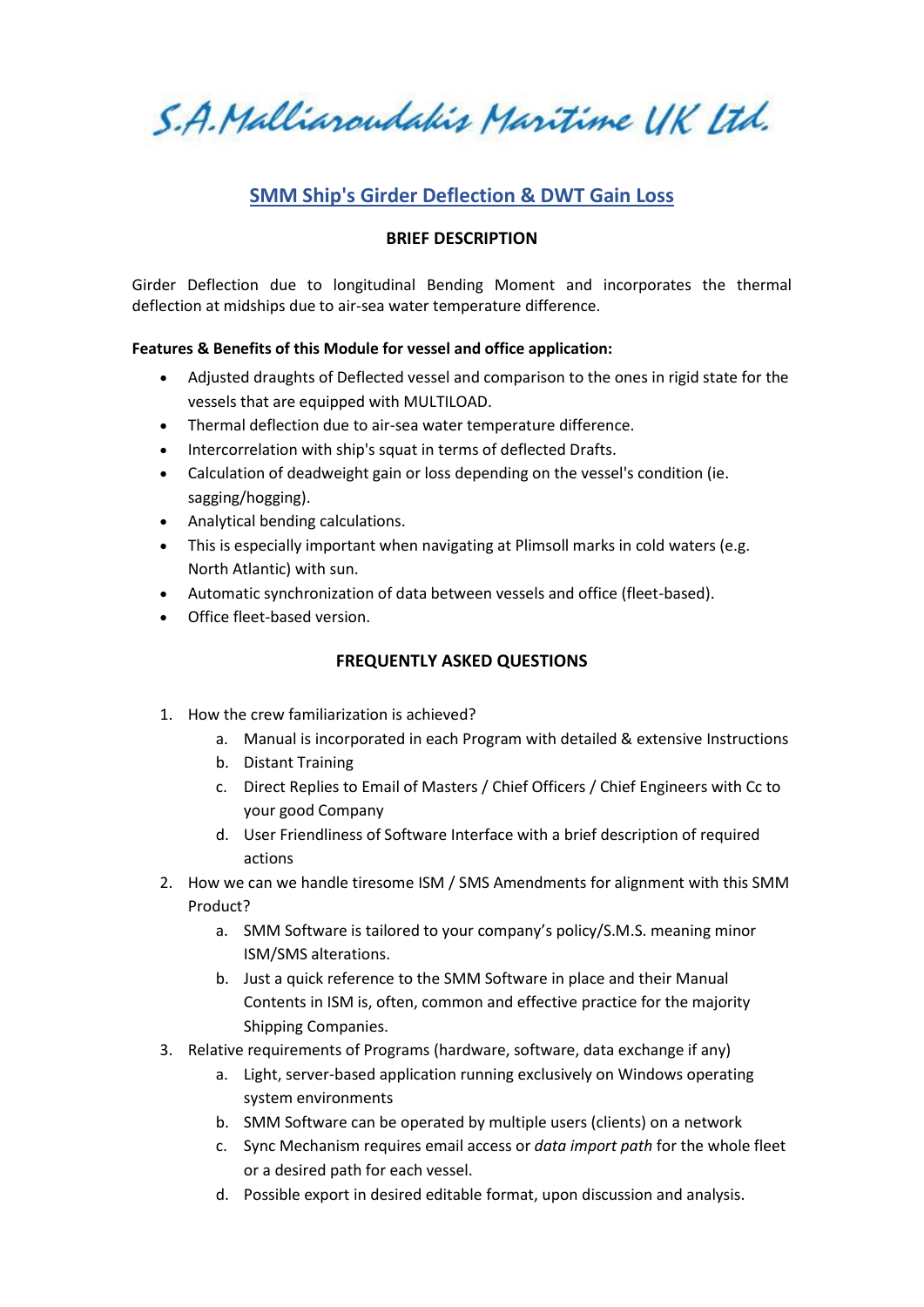S.A.Malliaroudakis Maritime UK Ltd.

# SMM Ship's Girder Deflection & DWT Gain Loss

## BRIEF DESCRIPTION

Girder Deflection due to longitudinal Bending Moment and incorporates the thermal deflection at midships due to air-sea water temperature difference.

**Features & Benefits of this Module for vessel and office application:**

- Adjusted draughts of Deflected vessel and comparison to the ones in rigid state for the vessels that are equipped with MULTILOAD.
- Thermal deflection due to air-sea water temperature difference.
- Intercorrelation with ship's squat in terms of deflected Drafts.
- Calculation of deadweight gain or loss depending on the vessel's condition (ie. sagging/hogging).
- Analytical bending calculations.
- This is especially important when navigating at Plimsoll marks in cold waters (e.g. North Atlantic) with sun.
- Automatic synchronization of data between vessels and office (fleet-based).
- Office fleet-based version.

## FREQUENTLY ASKED QUESTIONS

1. How the crew familiarization is achieved?
    a. Manual is incorporated in each Program with detailed & extensive Instructions
    b. Distant Training
    c. Direct Replies to Email of Masters / Chief Officers / Chief Engineers with Cc to your good Company
    d. User Friendliness of Software Interface with a brief description of required actions
2. How we can we handle tiresome ISM / SMS Amendments for alignment with this SMM Product?
    a. SMM Software is tailored to your company's policy/S.M.S. meaning minor ISM/SMS alterations.
    b. Just a quick reference to the SMM Software in place and their Manual Contents in ISM is, often, common and effective practice for the majority Shipping Companies.
3. Relative requirements of Programs (hardware, software, data exchange if any)
    a. Light, server-based application running exclusively on Windows operating system environments
    b. SMM Software can be operated by multiple users (clients) on a network
    c. Sync Mechanism requires email access or *data import path* for the whole fleet or a desired path for each vessel.
    d. Possible export in desired editable format, upon discussion and analysis.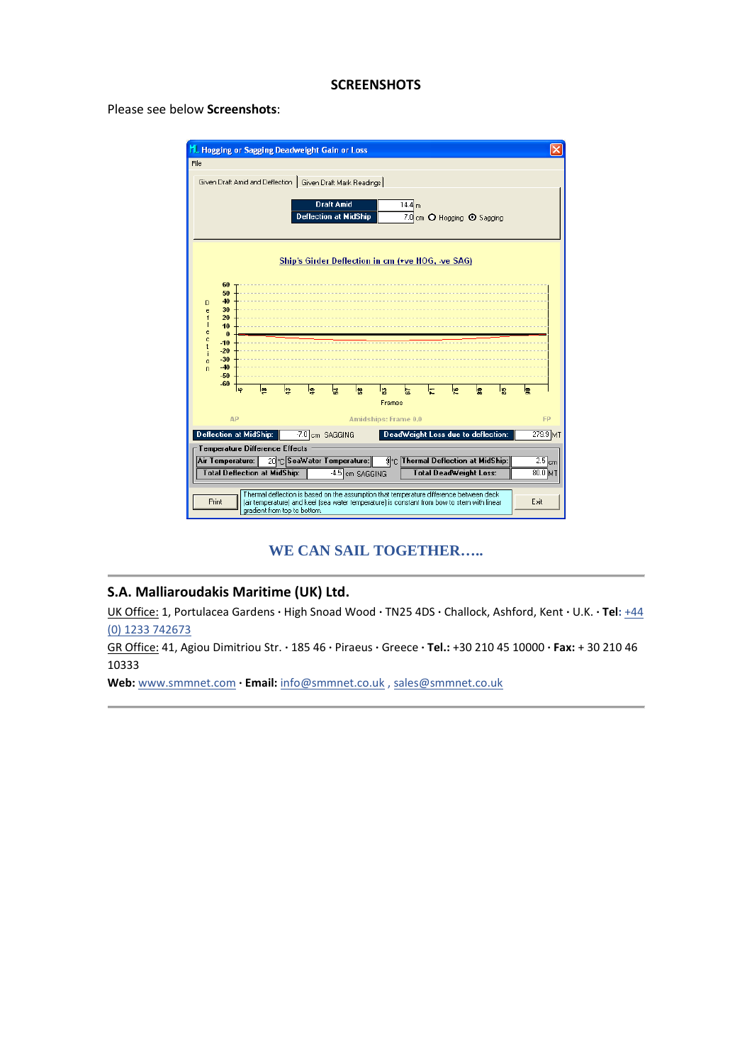**SCREENSHOTS**

Please see below **Screenshots**:

Hogging or Sagging Deadweight Gain or Loss

File

Given Draft Amid and Deflection | Given Draft Mark Readings

Draft Amid 14.4 m

Deflection at MidShip 7.0 cm Hogging Sagging

Ship's Girder Deflection in cm (+ve HOG, -ve SAG)

60
50
40
30
20
10
0
-10
-20
-30
-40
-50
-60

Deflection

Frames

AP

Amidships: Frame 0.0

FP

Deflection at MidShip: -7.0 cm SAGGING

DeadWeight Loss due to deflection: 279.9 MT

Temperature Difference Effects

Air Temperature: 20 °C SeaWater Temperature: 9 °C Thermal Deflection at MidShip: 2.5 cm

Total Deflection at MidShip: -4.5 cm SAGGING Total DeadWeight Loss: 80.0 MT

Print

Thermal deflection is based on the assumption that temperature difference between deck (air temperature) and keel (sea water temperature) is constant from bow to stern with linear gradient from top to bottom.

Exit

**WE CAN SAIL TOGETHER…..**

---

### S.A. Malliaroudakis Maritime (UK) Ltd.

UK Office: 1, Portulacea Gardens · High Snoad Wood · TN25 4DS · Challock, Ashford, Kent · U.K. · **Tel**: +44 (0) 1233 742673

GR Office: 41, Agiou Dimitriou Str. · 185 46 · Piraeus · Greece · **Tel.:** +30 210 45 10000 · **Fax:** + 30 210 46 10333

**Web:** www.smmnet.com · **Email:** info@smmnet.co.uk , sales@smmnet.co.uk

---